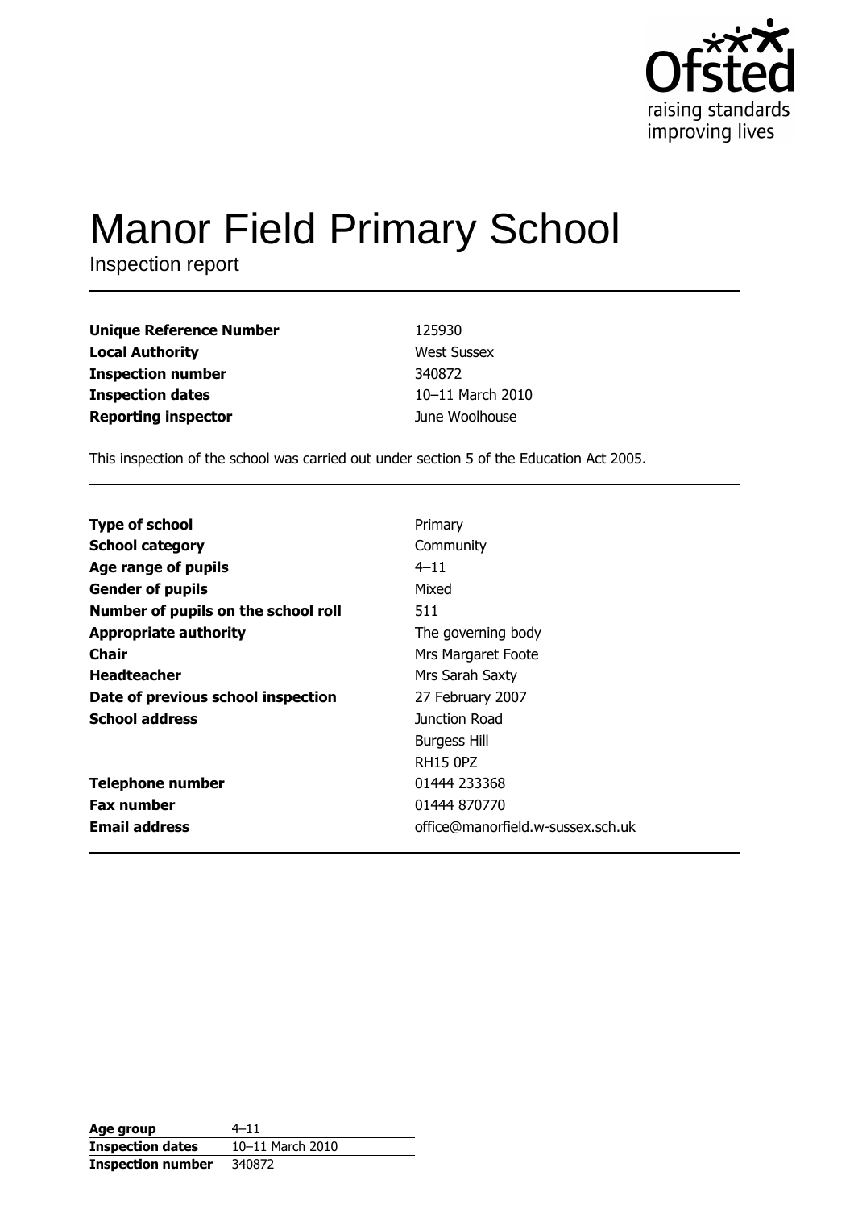# Manor Field Primary School

Inspection report

| | |
|---|---|
| **Unique Reference Number** | 125930 |
| **Local Authority** | West Sussex |
| **Inspection number** | 340872 |
| **Inspection dates** | 10–11 March 2010 |
| **Reporting inspector** | June Woolhouse |

This inspection of the school was carried out under section 5 of the Education Act 2005.

| | |
|---|---|
| **Type of school** | Primary |
| **School category** | Community |
| **Age range of pupils** | 4–11 |
| **Gender of pupils** | Mixed |
| **Number of pupils on the school roll** | 511 |
| **Appropriate authority** | The governing body |
| **Chair** | Mrs Margaret Foote |
| **Headteacher** | Mrs Sarah Saxty |
| **Date of previous school inspection** | 27 February 2007 |
| **School address** | Junction Road<br>Burgess Hill<br>RH15 0PZ |
| **Telephone number** | 01444 233368 |
| **Fax number** | 01444 870770 |
| **Email address** | office@manorfield.w-sussex.sch.uk |

| | |
|---|---|
| **Age group** | 4–11 |
| **Inspection dates** | 10–11 March 2010 |
| **Inspection number** | 340872 |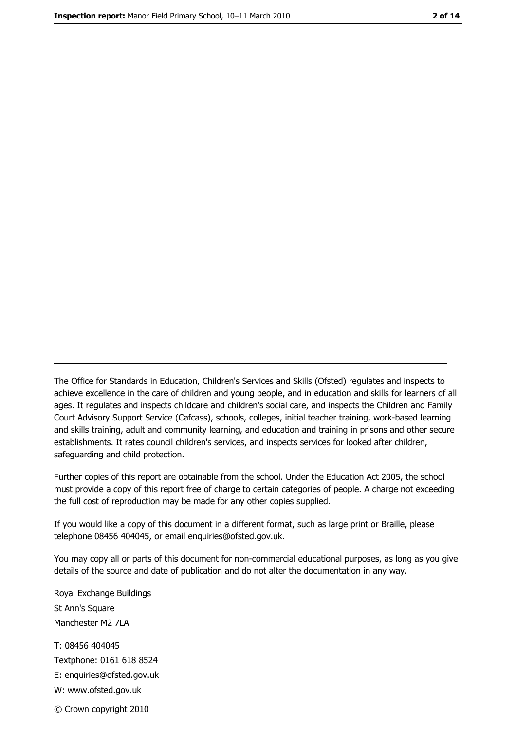---

The Office for Standards in Education, Children's Services and Skills (Ofsted) regulates and inspects to achieve excellence in the care of children and young people, and in education and skills for learners of all ages. It regulates and inspects childcare and children's social care, and inspects the Children and Family Court Advisory Support Service (Cafcass), schools, colleges, initial teacher training, work-based learning and skills training, adult and community learning, and education and training in prisons and other secure establishments. It rates council children's services, and inspects services for looked after children, safeguarding and child protection.

Further copies of this report are obtainable from the school. Under the Education Act 2005, the school must provide a copy of this report free of charge to certain categories of people. A charge not exceeding the full cost of reproduction may be made for any other copies supplied.

If you would like a copy of this document in a different format, such as large print or Braille, please telephone 08456 404045, or email enquiries@ofsted.gov.uk.

You may copy all or parts of this document for non-commercial educational purposes, as long as you give details of the source and date of publication and do not alter the documentation in any way.

Royal Exchange Buildings
St Ann's Square
Manchester M2 7LA

T: 08456 404045
Textphone: 0161 618 8524
E: enquiries@ofsted.gov.uk
W: www.ofsted.gov.uk

© Crown copyright 2010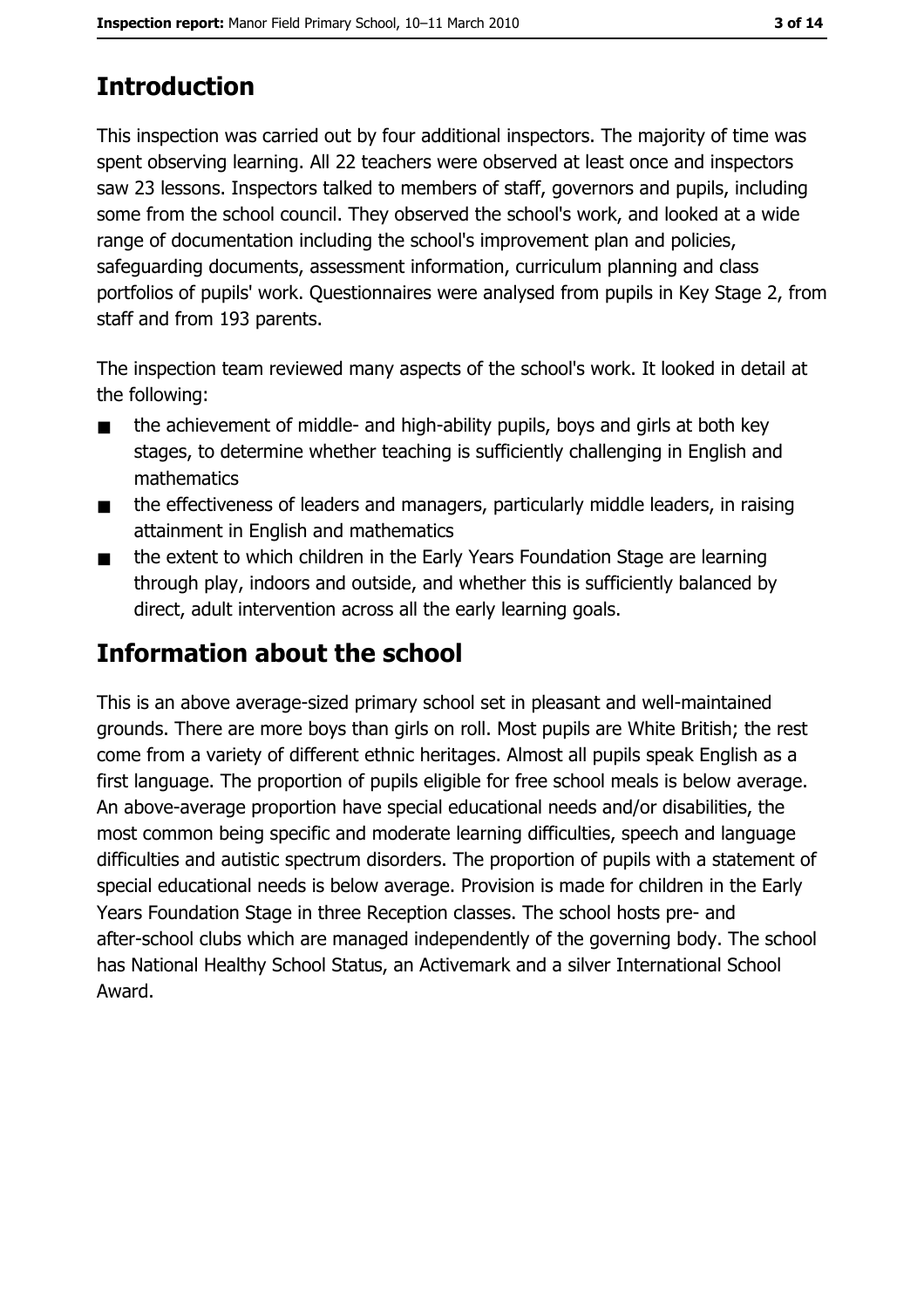## Introduction

This inspection was carried out by four additional inspectors. The majority of time was spent observing learning. All 22 teachers were observed at least once and inspectors saw 23 lessons. Inspectors talked to members of staff, governors and pupils, including some from the school council. They observed the school's work, and looked at a wide range of documentation including the school's improvement plan and policies, safeguarding documents, assessment information, curriculum planning and class portfolios of pupils' work. Questionnaires were analysed from pupils in Key Stage 2, from staff and from 193 parents.

The inspection team reviewed many aspects of the school's work. It looked in detail at the following:

- the achievement of middle- and high-ability pupils, boys and girls at both key stages, to determine whether teaching is sufficiently challenging in English and mathematics
- the effectiveness of leaders and managers, particularly middle leaders, in raising attainment in English and mathematics
- the extent to which children in the Early Years Foundation Stage are learning through play, indoors and outside, and whether this is sufficiently balanced by direct, adult intervention across all the early learning goals.

## Information about the school

This is an above average-sized primary school set in pleasant and well-maintained grounds. There are more boys than girls on roll. Most pupils are White British; the rest come from a variety of different ethnic heritages. Almost all pupils speak English as a first language. The proportion of pupils eligible for free school meals is below average. An above-average proportion have special educational needs and/or disabilities, the most common being specific and moderate learning difficulties, speech and language difficulties and autistic spectrum disorders. The proportion of pupils with a statement of special educational needs is below average. Provision is made for children in the Early Years Foundation Stage in three Reception classes. The school hosts pre- and after-school clubs which are managed independently of the governing body. The school has National Healthy School Status, an Activemark and a silver International School Award.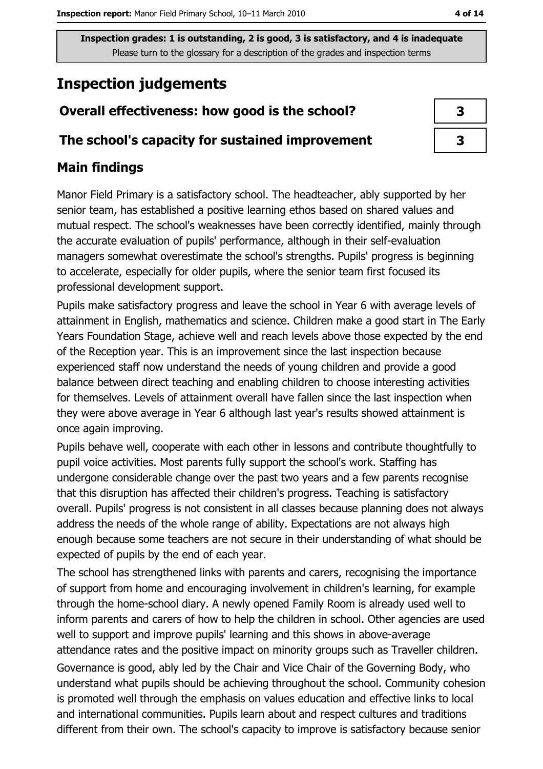**Inspection grades: 1 is outstanding, 2 is good, 3 is satisfactory, and 4 is inadequate**
Please turn to the glossary for a description of the grades and inspection terms

# Inspection judgements

| Overall effectiveness: how good is the school? | 3 |
| --- | --- |
| The school's capacity for sustained improvement | 3 |

## Main findings

Manor Field Primary is a satisfactory school. The headteacher, ably supported by her senior team, has established a positive learning ethos based on shared values and mutual respect. The school's weaknesses have been correctly identified, mainly through the accurate evaluation of pupils' performance, although in their self-evaluation managers somewhat overestimate the school's strengths. Pupils' progress is beginning to accelerate, especially for older pupils, where the senior team first focused its professional development support.

Pupils make satisfactory progress and leave the school in Year 6 with average levels of attainment in English, mathematics and science. Children make a good start in The Early Years Foundation Stage, achieve well and reach levels above those expected by the end of the Reception year. This is an improvement since the last inspection because experienced staff now understand the needs of young children and provide a good balance between direct teaching and enabling children to choose interesting activities for themselves. Levels of attainment overall have fallen since the last inspection when they were above average in Year 6 although last year's results showed attainment is once again improving.

Pupils behave well, cooperate with each other in lessons and contribute thoughtfully to pupil voice activities. Most parents fully support the school's work. Staffing has undergone considerable change over the past two years and a few parents recognise that this disruption has affected their children's progress. Teaching is satisfactory overall. Pupils' progress is not consistent in all classes because planning does not always address the needs of the whole range of ability. Expectations are not always high enough because some teachers are not secure in their understanding of what should be expected of pupils by the end of each year.

The school has strengthened links with parents and carers, recognising the importance of support from home and encouraging involvement in children's learning, for example through the home-school diary. A newly opened Family Room is already used well to inform parents and carers of how to help the children in school. Other agencies are used well to support and improve pupils' learning and this shows in above-average attendance rates and the positive impact on minority groups such as Traveller children.

Governance is good, ably led by the Chair and Vice Chair of the Governing Body, who understand what pupils should be achieving throughout the school. Community cohesion is promoted well through the emphasis on values education and effective links to local and international communities. Pupils learn about and respect cultures and traditions different from their own. The school's capacity to improve is satisfactory because senior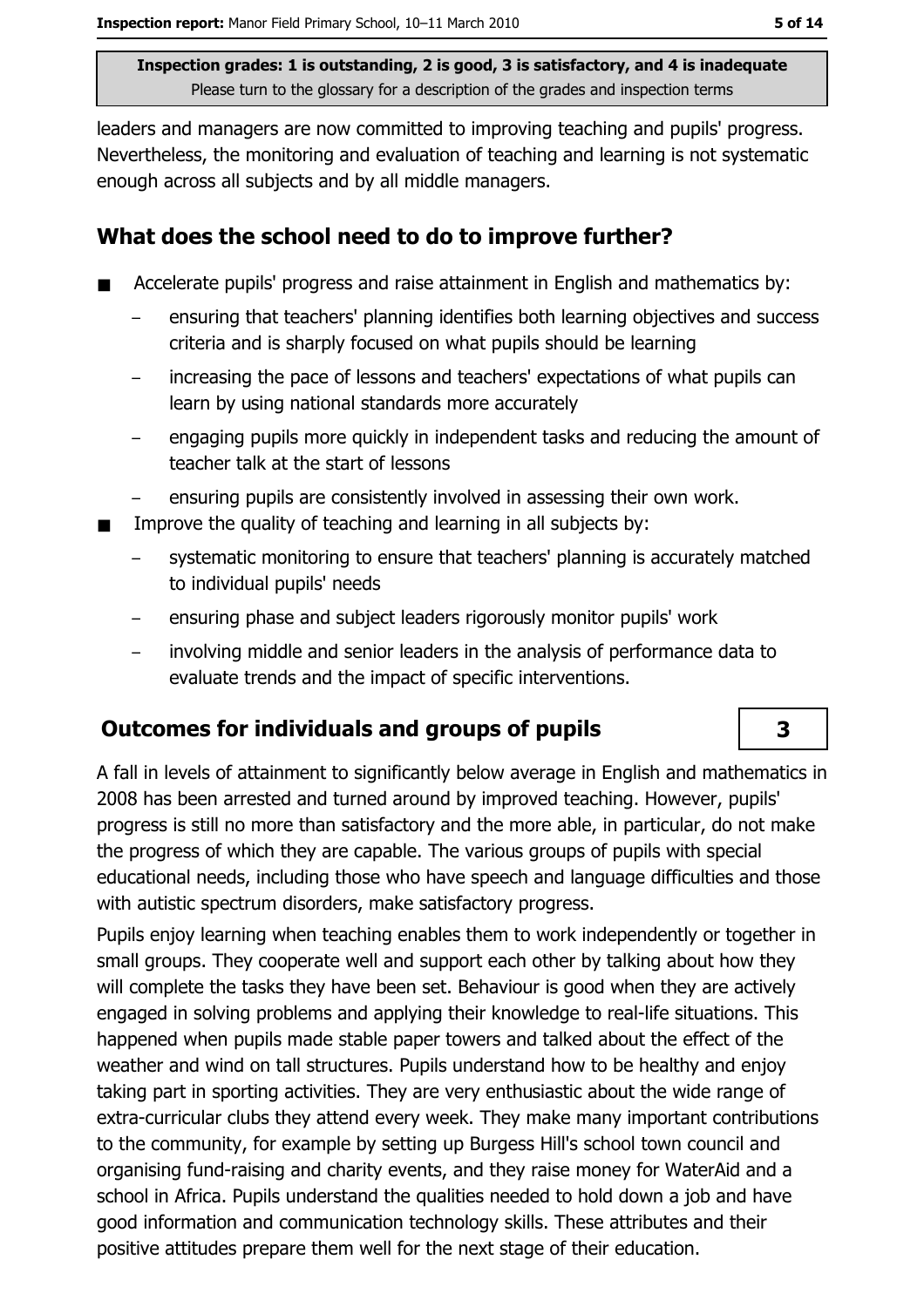leaders and managers are now committed to improving teaching and pupils' progress. Nevertheless, the monitoring and evaluation of teaching and learning is not systematic enough across all subjects and by all middle managers.

## What does the school need to do to improve further?

- Accelerate pupils' progress and raise attainment in English and mathematics by:
  - ensuring that teachers' planning identifies both learning objectives and success criteria and is sharply focused on what pupils should be learning
  - increasing the pace of lessons and teachers' expectations of what pupils can learn by using national standards more accurately
  - engaging pupils more quickly in independent tasks and reducing the amount of teacher talk at the start of lessons
  - ensuring pupils are consistently involved in assessing their own work.
- Improve the quality of teaching and learning in all subjects by:
  - systematic monitoring to ensure that teachers' planning is accurately matched to individual pupils' needs
  - ensuring phase and subject leaders rigorously monitor pupils' work
  - involving middle and senior leaders in the analysis of performance data to evaluate trends and the impact of specific interventions.

## Outcomes for individuals and groups of pupils — 3

A fall in levels of attainment to significantly below average in English and mathematics in 2008 has been arrested and turned around by improved teaching. However, pupils' progress is still no more than satisfactory and the more able, in particular, do not make the progress of which they are capable. The various groups of pupils with special educational needs, including those who have speech and language difficulties and those with autistic spectrum disorders, make satisfactory progress.

Pupils enjoy learning when teaching enables them to work independently or together in small groups. They cooperate well and support each other by talking about how they will complete the tasks they have been set. Behaviour is good when they are actively engaged in solving problems and applying their knowledge to real-life situations. This happened when pupils made stable paper towers and talked about the effect of the weather and wind on tall structures. Pupils understand how to be healthy and enjoy taking part in sporting activities. They are very enthusiastic about the wide range of extra-curricular clubs they attend every week. They make many important contributions to the community, for example by setting up Burgess Hill's school town council and organising fund-raising and charity events, and they raise money for WaterAid and a school in Africa. Pupils understand the qualities needed to hold down a job and have good information and communication technology skills. These attributes and their positive attitudes prepare them well for the next stage of their education.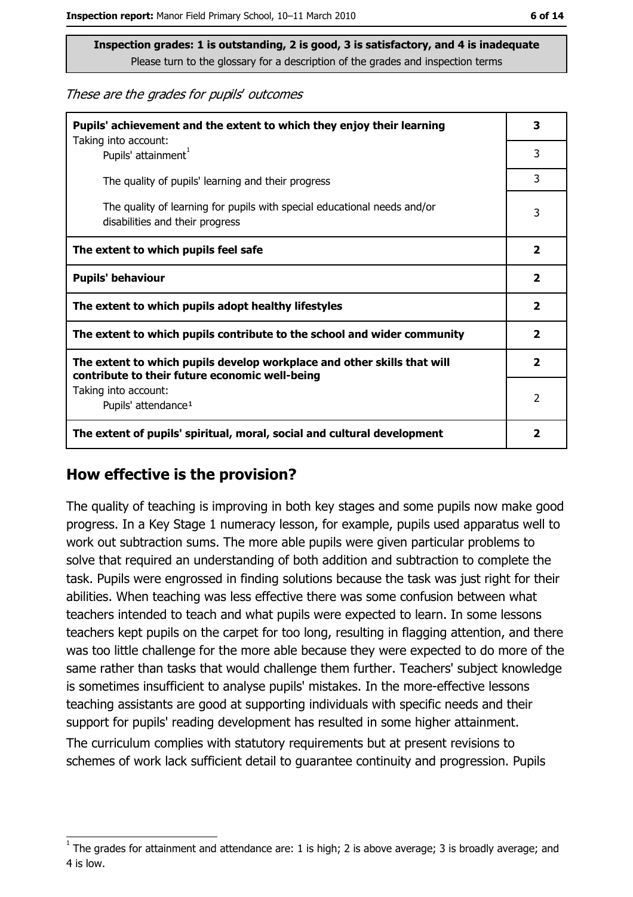**Inspection grades: 1 is outstanding, 2 is good, 3 is satisfactory, and 4 is inadequate**
Please turn to the glossary for a description of the grades and inspection terms

*These are the grades for pupils' outcomes*

| | |
|---|---|
| **Pupils' achievement and the extent to which they enjoy their learning** | **3** |
| Taking into account: Pupils' attainment[1] | 3 |
| The quality of pupils' learning and their progress | 3 |
| The quality of learning for pupils with special educational needs and/or disabilities and their progress | 3 |
| **The extent to which pupils feel safe** | **2** |
| **Pupils' behaviour** | **2** |
| **The extent to which pupils adopt healthy lifestyles** | **2** |
| **The extent to which pupils contribute to the school and wider community** | **2** |
| **The extent to which pupils develop workplace and other skills that will contribute to their future economic well-being** | **2** |
| Taking into account: Pupils' attendance[1] | 2 |
| **The extent of pupils' spiritual, moral, social and cultural development** | **2** |

## How effective is the provision?

The quality of teaching is improving in both key stages and some pupils now make good progress. In a Key Stage 1 numeracy lesson, for example, pupils used apparatus well to work out subtraction sums. The more able pupils were given particular problems to solve that required an understanding of both addition and subtraction to complete the task. Pupils were engrossed in finding solutions because the task was just right for their abilities. When teaching was less effective there was some confusion between what teachers intended to teach and what pupils were expected to learn. In some lessons teachers kept pupils on the carpet for too long, resulting in flagging attention, and there was too little challenge for the more able because they were expected to do more of the same rather than tasks that would challenge them further. Teachers' subject knowledge is sometimes insufficient to analyse pupils' mistakes. In the more-effective lessons teaching assistants are good at supporting individuals with specific needs and their support for pupils' reading development has resulted in some higher attainment.

The curriculum complies with statutory requirements but at present revisions to schemes of work lack sufficient detail to guarantee continuity and progression. Pupils

[1] The grades for attainment and attendance are: 1 is high; 2 is above average; 3 is broadly average; and 4 is low.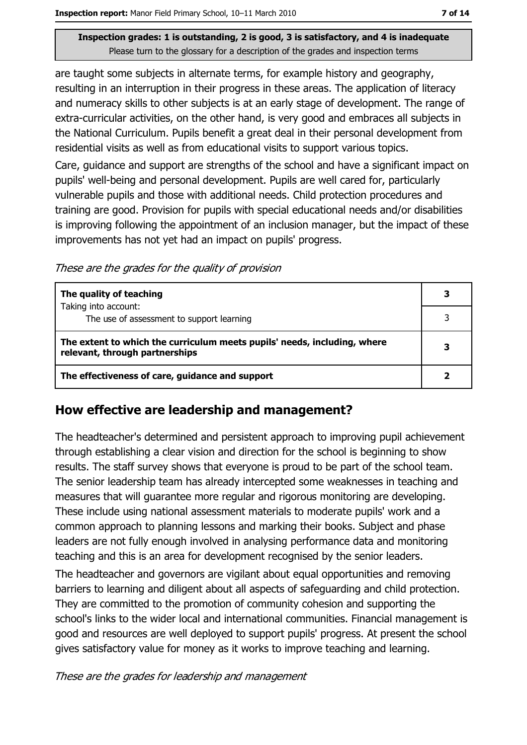are taught some subjects in alternate terms, for example history and geography, resulting in an interruption in their progress in these areas. The application of literacy and numeracy skills to other subjects is at an early stage of development. The range of extra-curricular activities, on the other hand, is very good and embraces all subjects in the National Curriculum. Pupils benefit a great deal in their personal development from residential visits as well as from educational visits to support various topics.

Care, guidance and support are strengths of the school and have a significant impact on pupils' well-being and personal development. Pupils are well cared for, particularly vulnerable pupils and those with additional needs. Child protection procedures and training are good. Provision for pupils with special educational needs and/or disabilities is improving following the appointment of an inclusion manager, but the impact of these improvements has not yet had an impact on pupils' progress.

*These are the grades for the quality of provision*

| | |
|---|---|
| **The quality of teaching**<br>Taking into account:<br>The use of assessment to support learning | **3**<br>3 |
| **The extent to which the curriculum meets pupils' needs, including, where relevant, through partnerships** | **3** |
| **The effectiveness of care, guidance and support** | **2** |

## How effective are leadership and management?

The headteacher's determined and persistent approach to improving pupil achievement through establishing a clear vision and direction for the school is beginning to show results. The staff survey shows that everyone is proud to be part of the school team. The senior leadership team has already intercepted some weaknesses in teaching and measures that will guarantee more regular and rigorous monitoring are developing. These include using national assessment materials to moderate pupils' work and a common approach to planning lessons and marking their books. Subject and phase leaders are not fully enough involved in analysing performance data and monitoring teaching and this is an area for development recognised by the senior leaders.

The headteacher and governors are vigilant about equal opportunities and removing barriers to learning and diligent about all aspects of safeguarding and child protection. They are committed to the promotion of community cohesion and supporting the school's links to the wider local and international communities. Financial management is good and resources are well deployed to support pupils' progress. At present the school gives satisfactory value for money as it works to improve teaching and learning.

*These are the grades for leadership and management*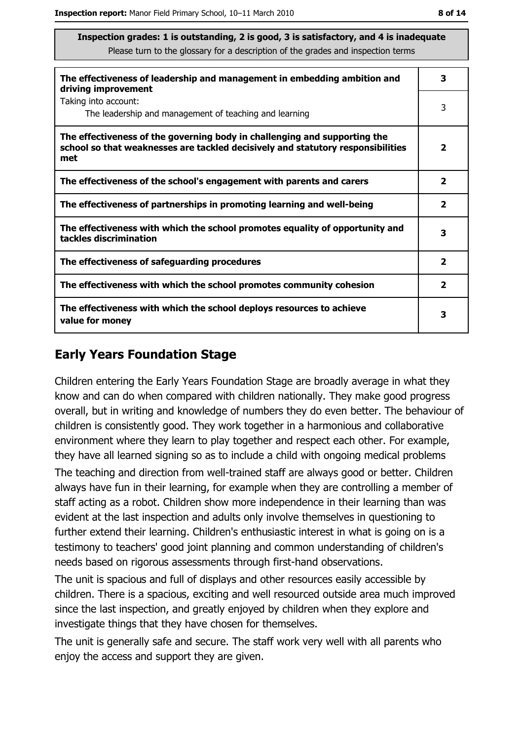**Inspection grades: 1 is outstanding, 2 is good, 3 is satisfactory, and 4 is inadequate**
Please turn to the glossary for a description of the grades and inspection terms

| | |
|---|---|
| **The effectiveness of leadership and management in embedding ambition and driving improvement** | **3** |
| Taking into account: The leadership and management of teaching and learning | 3 |
| **The effectiveness of the governing body in challenging and supporting the school so that weaknesses are tackled decisively and statutory responsibilities met** | **2** |
| **The effectiveness of the school's engagement with parents and carers** | **2** |
| **The effectiveness of partnerships in promoting learning and well-being** | **2** |
| **The effectiveness with which the school promotes equality of opportunity and tackles discrimination** | **3** |
| **The effectiveness of safeguarding procedures** | **2** |
| **The effectiveness with which the school promotes community cohesion** | **2** |
| **The effectiveness with which the school deploys resources to achieve value for money** | **3** |

## Early Years Foundation Stage

Children entering the Early Years Foundation Stage are broadly average in what they know and can do when compared with children nationally. They make good progress overall, but in writing and knowledge of numbers they do even better. The behaviour of children is consistently good. They work together in a harmonious and collaborative environment where they learn to play together and respect each other. For example, they have all learned signing so as to include a child with ongoing medical problems

The teaching and direction from well-trained staff are always good or better. Children always have fun in their learning, for example when they are controlling a member of staff acting as a robot. Children show more independence in their learning than was evident at the last inspection and adults only involve themselves in questioning to further extend their learning. Children's enthusiastic interest in what is going on is a testimony to teachers' good joint planning and common understanding of children's needs based on rigorous assessments through first-hand observations.

The unit is spacious and full of displays and other resources easily accessible by children. There is a spacious, exciting and well resourced outside area much improved since the last inspection, and greatly enjoyed by children when they explore and investigate things that they have chosen for themselves.

The unit is generally safe and secure. The staff work very well with all parents who enjoy the access and support they are given.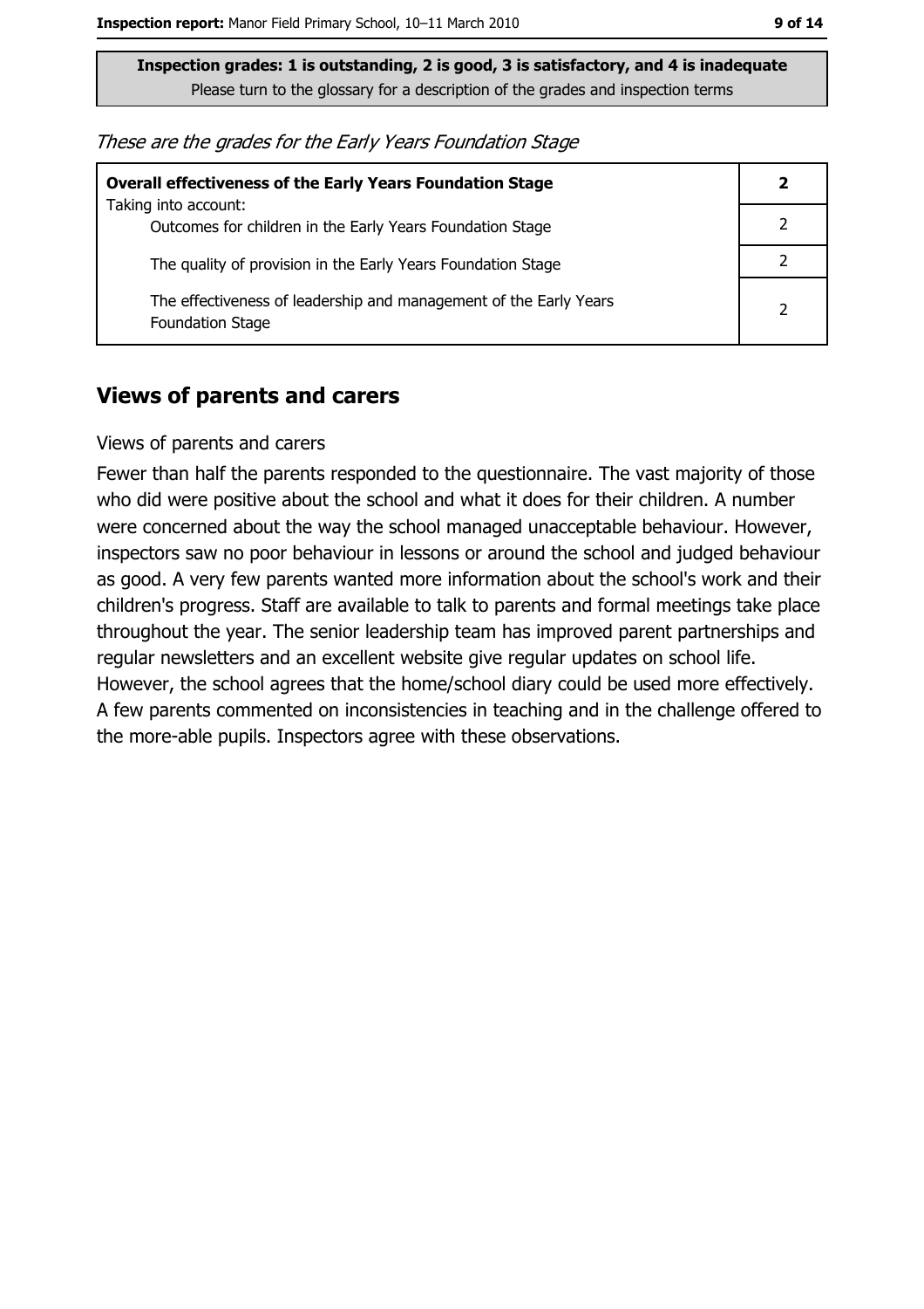**Inspection grades: 1 is outstanding, 2 is good, 3 is satisfactory, and 4 is inadequate**
Please turn to the glossary for a description of the grades and inspection terms

*These are the grades for the Early Years Foundation Stage*

| **Overall effectiveness of the Early Years Foundation Stage** | **2** |
|---|---|
| Taking into account:<br>Outcomes for children in the Early Years Foundation Stage | 2 |
| The quality of provision in the Early Years Foundation Stage | 2 |
| The effectiveness of leadership and management of the Early Years Foundation Stage | 2 |

## Views of parents and carers

Views of parents and carers

Fewer than half the parents responded to the questionnaire. The vast majority of those who did were positive about the school and what it does for their children. A number were concerned about the way the school managed unacceptable behaviour. However, inspectors saw no poor behaviour in lessons or around the school and judged behaviour as good. A very few parents wanted more information about the school's work and their children's progress. Staff are available to talk to parents and formal meetings take place throughout the year. The senior leadership team has improved parent partnerships and regular newsletters and an excellent website give regular updates on school life. However, the school agrees that the home/school diary could be used more effectively. A few parents commented on inconsistencies in teaching and in the challenge offered to the more-able pupils. Inspectors agree with these observations.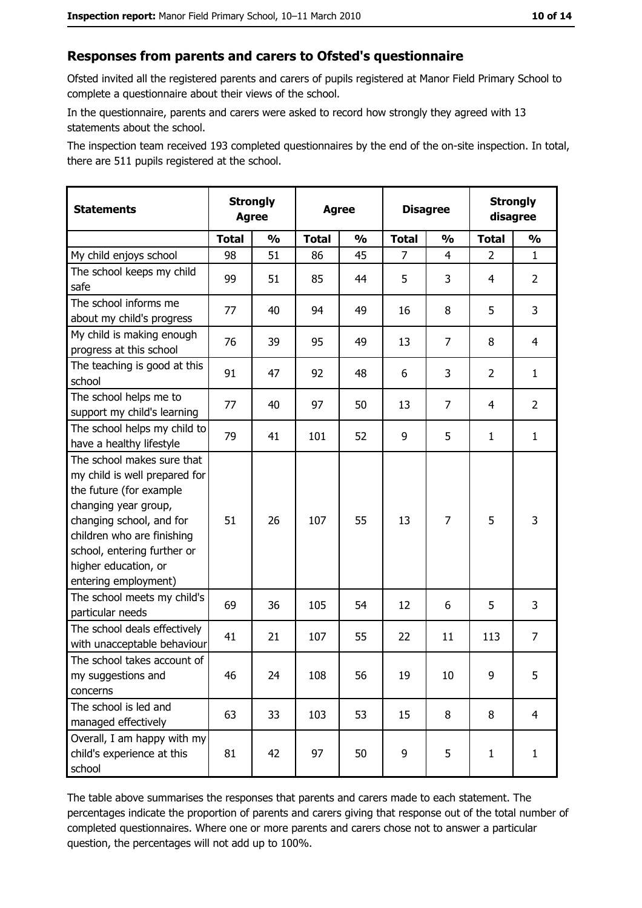## Responses from parents and carers to Ofsted's questionnaire

Ofsted invited all the registered parents and carers of pupils registered at Manor Field Primary School to complete a questionnaire about their views of the school.

In the questionnaire, parents and carers were asked to record how strongly they agreed with 13 statements about the school.

The inspection team received 193 completed questionnaires by the end of the on-site inspection. In total, there are 511 pupils registered at the school.

| Statements | Strongly Agree | | Agree | | Disagree | | Strongly disagree | |
|---|---|---|---|---|---|---|---|---|
| | Total | % | Total | % | Total | % | Total | % |
| My child enjoys school | 98 | 51 | 86 | 45 | 7 | 4 | 2 | 1 |
| The school keeps my child safe | 99 | 51 | 85 | 44 | 5 | 3 | 4 | 2 |
| The school informs me about my child's progress | 77 | 40 | 94 | 49 | 16 | 8 | 5 | 3 |
| My child is making enough progress at this school | 76 | 39 | 95 | 49 | 13 | 7 | 8 | 4 |
| The teaching is good at this school | 91 | 47 | 92 | 48 | 6 | 3 | 2 | 1 |
| The school helps me to support my child's learning | 77 | 40 | 97 | 50 | 13 | 7 | 4 | 2 |
| The school helps my child to have a healthy lifestyle | 79 | 41 | 101 | 52 | 9 | 5 | 1 | 1 |
| The school makes sure that my child is well prepared for the future (for example changing year group, changing school, and for children who are finishing school, entering further or higher education, or entering employment) | 51 | 26 | 107 | 55 | 13 | 7 | 5 | 3 |
| The school meets my child's particular needs | 69 | 36 | 105 | 54 | 12 | 6 | 5 | 3 |
| The school deals effectively with unacceptable behaviour | 41 | 21 | 107 | 55 | 22 | 11 | 113 | 7 |
| The school takes account of my suggestions and concerns | 46 | 24 | 108 | 56 | 19 | 10 | 9 | 5 |
| The school is led and managed effectively | 63 | 33 | 103 | 53 | 15 | 8 | 8 | 4 |
| Overall, I am happy with my child's experience at this school | 81 | 42 | 97 | 50 | 9 | 5 | 1 | 1 |

The table above summarises the responses that parents and carers made to each statement. The percentages indicate the proportion of parents and carers giving that response out of the total number of completed questionnaires. Where one or more parents and carers chose not to answer a particular question, the percentages will not add up to 100%.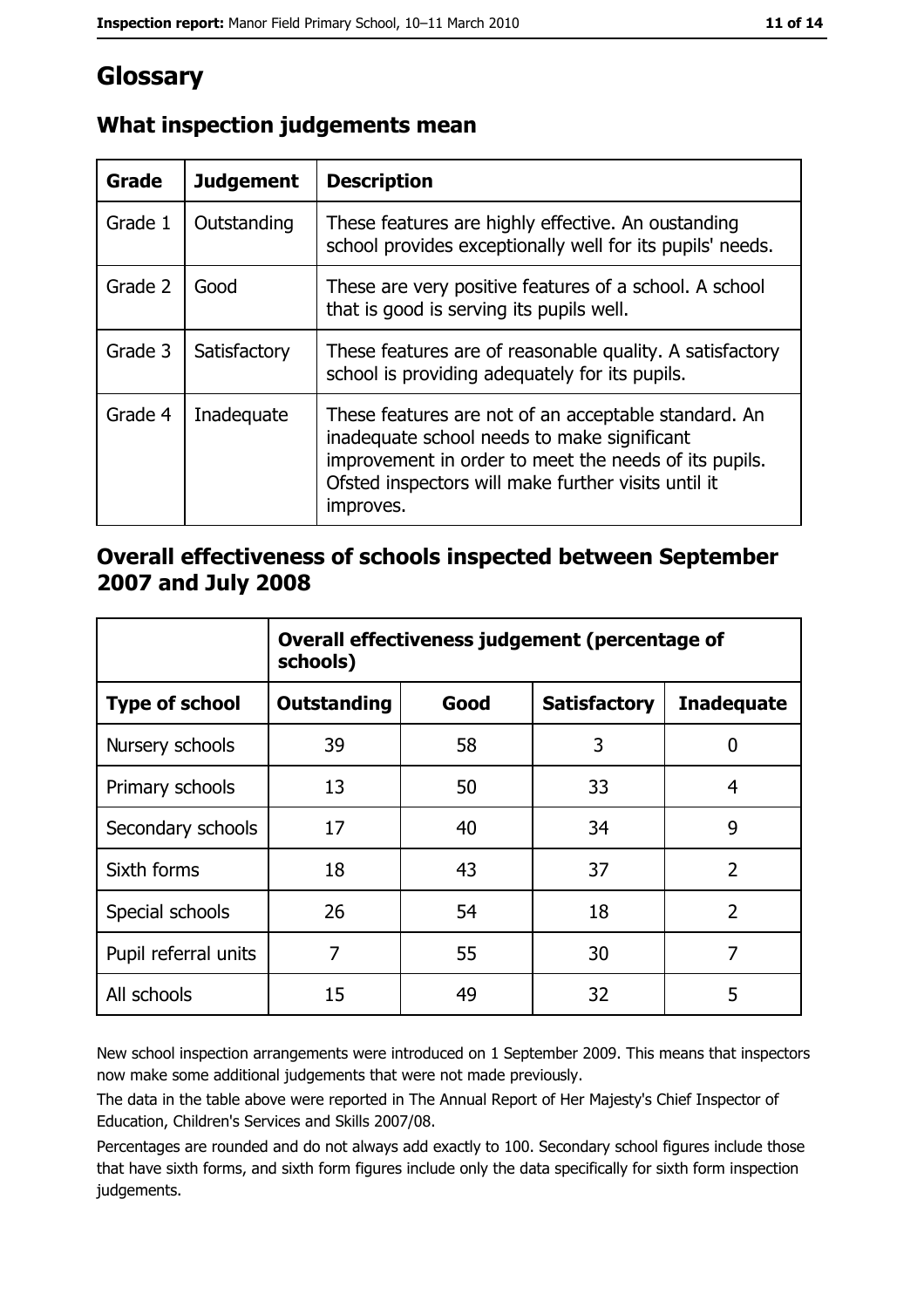# Glossary

## What inspection judgements mean

| Grade | Judgement | Description |
|---|---|---|
| Grade 1 | Outstanding | These features are highly effective. An oustanding school provides exceptionally well for its pupils' needs. |
| Grade 2 | Good | These are very positive features of a school. A school that is good is serving its pupils well. |
| Grade 3 | Satisfactory | These features are of reasonable quality. A satisfactory school is providing adequately for its pupils. |
| Grade 4 | Inadequate | These features are not of an acceptable standard. An inadequate school needs to make significant improvement in order to meet the needs of its pupils. Ofsted inspectors will make further visits until it improves. |

## Overall effectiveness of schools inspected between September 2007 and July 2008

| | Overall effectiveness judgement (percentage of schools) | | | |
|---|---|---|---|---|
| **Type of school** | **Outstanding** | **Good** | **Satisfactory** | **Inadequate** |
| Nursery schools | 39 | 58 | 3 | 0 |
| Primary schools | 13 | 50 | 33 | 4 |
| Secondary schools | 17 | 40 | 34 | 9 |
| Sixth forms | 18 | 43 | 37 | 2 |
| Special schools | 26 | 54 | 18 | 2 |
| Pupil referral units | 7 | 55 | 30 | 7 |
| All schools | 15 | 49 | 32 | 5 |

New school inspection arrangements were introduced on 1 September 2009. This means that inspectors now make some additional judgements that were not made previously.

The data in the table above were reported in The Annual Report of Her Majesty's Chief Inspector of Education, Children's Services and Skills 2007/08.

Percentages are rounded and do not always add exactly to 100. Secondary school figures include those that have sixth forms, and sixth form figures include only the data specifically for sixth form inspection judgements.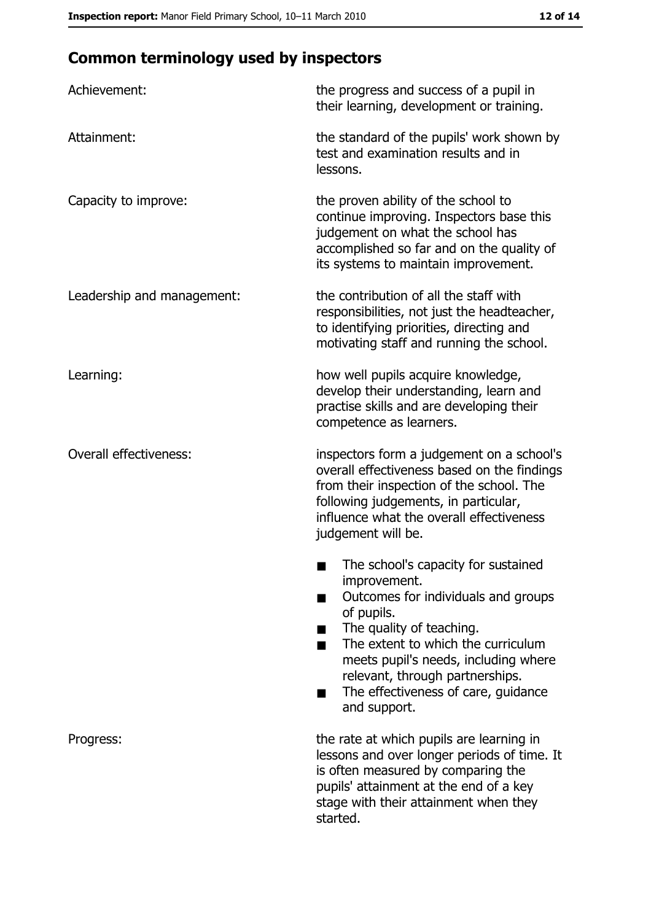## Common terminology used by inspectors

| | |
|---|---|
| Achievement: | the progress and success of a pupil in their learning, development or training. |
| Attainment: | the standard of the pupils' work shown by test and examination results and in lessons. |
| Capacity to improve: | the proven ability of the school to continue improving. Inspectors base this judgement on what the school has accomplished so far and on the quality of its systems to maintain improvement. |
| Leadership and management: | the contribution of all the staff with responsibilities, not just the headteacher, to identifying priorities, directing and motivating staff and running the school. |
| Learning: | how well pupils acquire knowledge, develop their understanding, learn and practise skills and are developing their competence as learners. |
| Overall effectiveness: | inspectors form a judgement on a school's overall effectiveness based on the findings from their inspection of the school. The following judgements, in particular, influence what the overall effectiveness judgement will be.<br>■ The school's capacity for sustained improvement.<br>■ Outcomes for individuals and groups of pupils.<br>■ The quality of teaching.<br>■ The extent to which the curriculum meets pupil's needs, including where relevant, through partnerships.<br>■ The effectiveness of care, guidance and support. |
| Progress: | the rate at which pupils are learning in lessons and over longer periods of time. It is often measured by comparing the pupils' attainment at the end of a key stage with their attainment when they started. |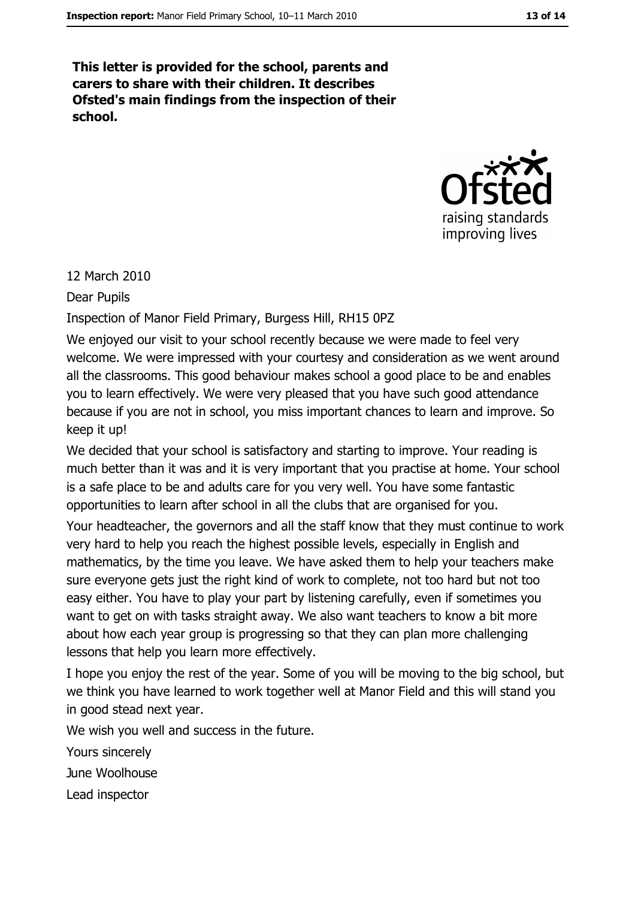**This letter is provided for the school, parents and carers to share with their children. It describes Ofsted's main findings from the inspection of their school.**

12 March 2010

Dear Pupils

Inspection of Manor Field Primary, Burgess Hill, RH15 0PZ

We enjoyed our visit to your school recently because we were made to feel very welcome. We were impressed with your courtesy and consideration as we went around all the classrooms. This good behaviour makes school a good place to be and enables you to learn effectively. We were very pleased that you have such good attendance because if you are not in school, you miss important chances to learn and improve. So keep it up!

We decided that your school is satisfactory and starting to improve. Your reading is much better than it was and it is very important that you practise at home. Your school is a safe place to be and adults care for you very well. You have some fantastic opportunities to learn after school in all the clubs that are organised for you.

Your headteacher, the governors and all the staff know that they must continue to work very hard to help you reach the highest possible levels, especially in English and mathematics, by the time you leave. We have asked them to help your teachers make sure everyone gets just the right kind of work to complete, not too hard but not too easy either. You have to play your part by listening carefully, even if sometimes you want to get on with tasks straight away. We also want teachers to know a bit more about how each year group is progressing so that they can plan more challenging lessons that help you learn more effectively.

I hope you enjoy the rest of the year. Some of you will be moving to the big school, but we think you have learned to work together well at Manor Field and this will stand you in good stead next year.

We wish you well and success in the future.

Yours sincerely

June Woolhouse

Lead inspector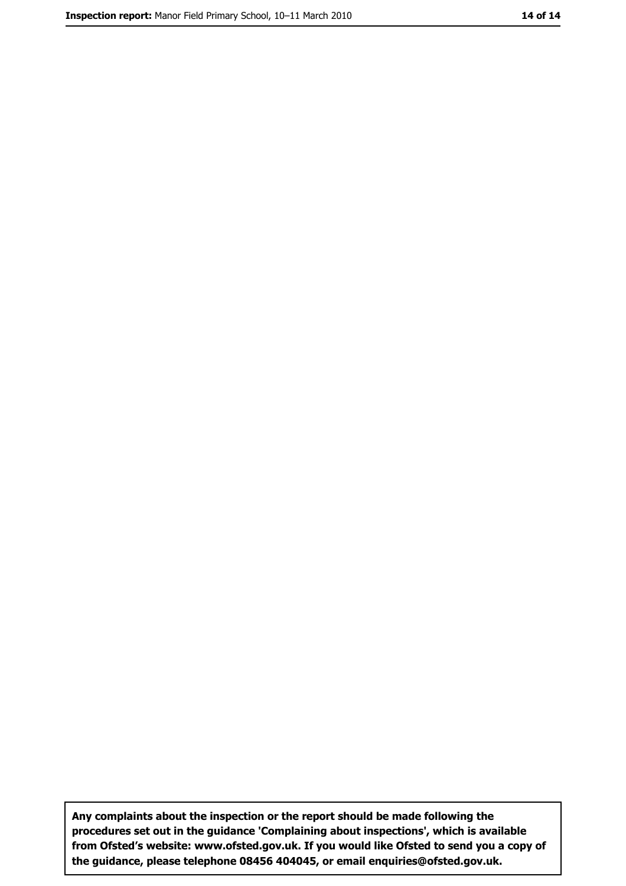**Any complaints about the inspection or the report should be made following the procedures set out in the guidance 'Complaining about inspections', which is available from Ofsted's website: www.ofsted.gov.uk. If you would like Ofsted to send you a copy of the guidance, please telephone 08456 404045, or email enquiries@ofsted.gov.uk.**